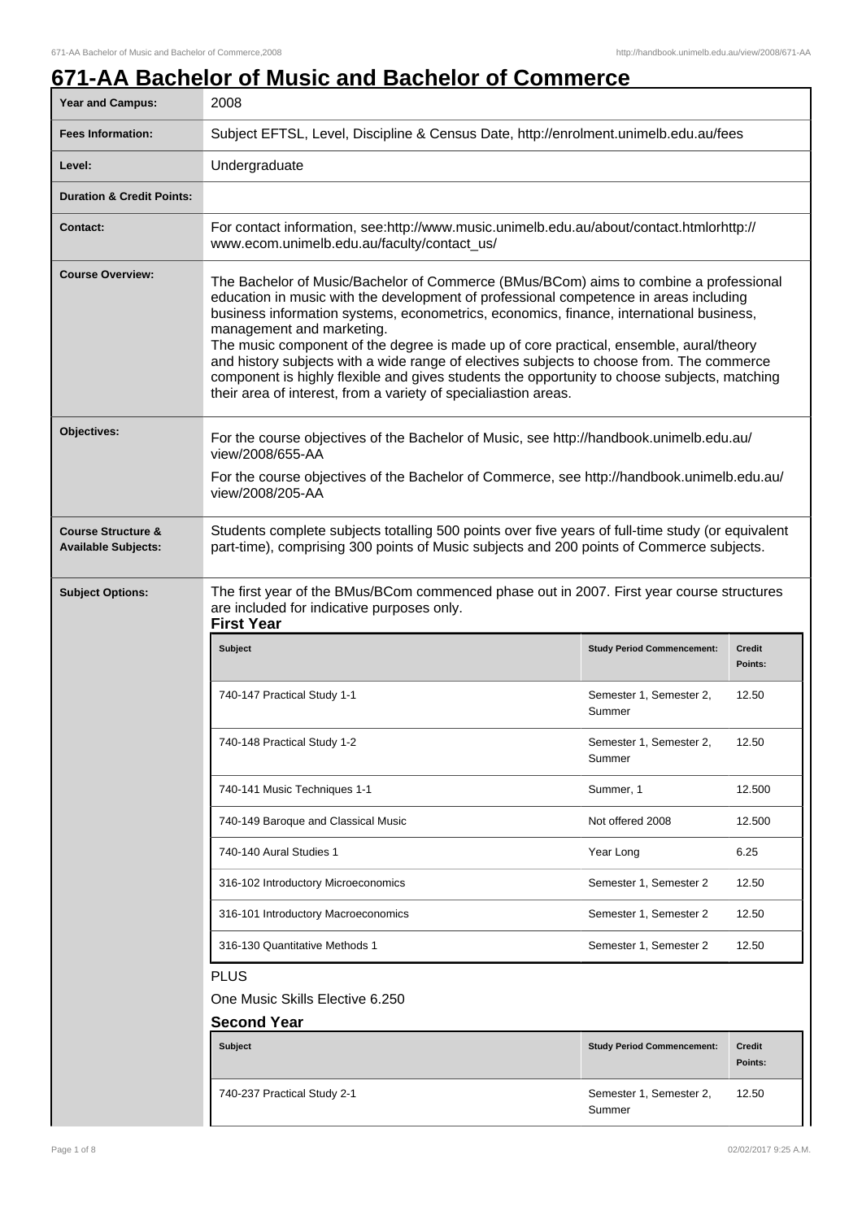# 671-AA Bachelor of Music and Bachelor of Commerce

| | |
|---|---|
| **Year and Campus:** | 2008 |
| **Fees Information:** | Subject EFTSL, Level, Discipline & Census Date, http://enrolment.unimelb.edu.au/fees |
| **Level:** | Undergraduate |
| **Duration & Credit Points:** | |
| **Contact:** | For contact information, see:http://www.music.unimelb.edu.au/about/contact.htmlorhttp://www.ecom.unimelb.edu.au/faculty/contact_us/ |
| **Course Overview:** | The Bachelor of Music/Bachelor of Commerce (BMus/BCom) aims to combine a professional education in music with the development of professional competence in areas including business information systems, econometrics, economics, finance, international business, management and marketing. The music component of the degree is made up of core practical, ensemble, aural/theory and history subjects with a wide range of electives subjects to choose from. The commerce component is highly flexible and gives students the opportunity to choose subjects, matching their area of interest, from a variety of specialiastion areas. |
| **Objectives:** | For the course objectives of the Bachelor of Music, see http://handbook.unimelb.edu.au/view/2008/655-AA<br>For the course objectives of the Bachelor of Commerce, see http://handbook.unimelb.edu.au/view/2008/205-AA |
| **Course Structure & Available Subjects:** | Students complete subjects totalling 500 points over five years of full-time study (or equivalent part-time), comprising 300 points of Music subjects and 200 points of Commerce subjects. |

**Subject Options:**

The first year of the BMus/BCom commenced phase out in 2007. First year course structures are included for indicative purposes only.

**First Year**

| Subject | Study Period Commencement: | Credit Points: |
|---|---|---|
| 740-147 Practical Study 1-1 | Semester 1, Semester 2, Summer | 12.50 |
| 740-148 Practical Study 1-2 | Semester 1, Semester 2, Summer | 12.50 |
| 740-141 Music Techniques 1-1 | Summer, 1 | 12.500 |
| 740-149 Baroque and Classical Music | Not offered 2008 | 12.500 |
| 740-140 Aural Studies 1 | Year Long | 6.25 |
| 316-102 Introductory Microeconomics | Semester 1, Semester 2 | 12.50 |
| 316-101 Introductory Macroeconomics | Semester 1, Semester 2 | 12.50 |
| 316-130 Quantitative Methods 1 | Semester 1, Semester 2 | 12.50 |

PLUS

One Music Skills Elective 6.250

**Second Year**

| Subject | Study Period Commencement: | Credit Points: |
|---|---|---|
| 740-237 Practical Study 2-1 | Semester 1, Semester 2, Summer | 12.50 |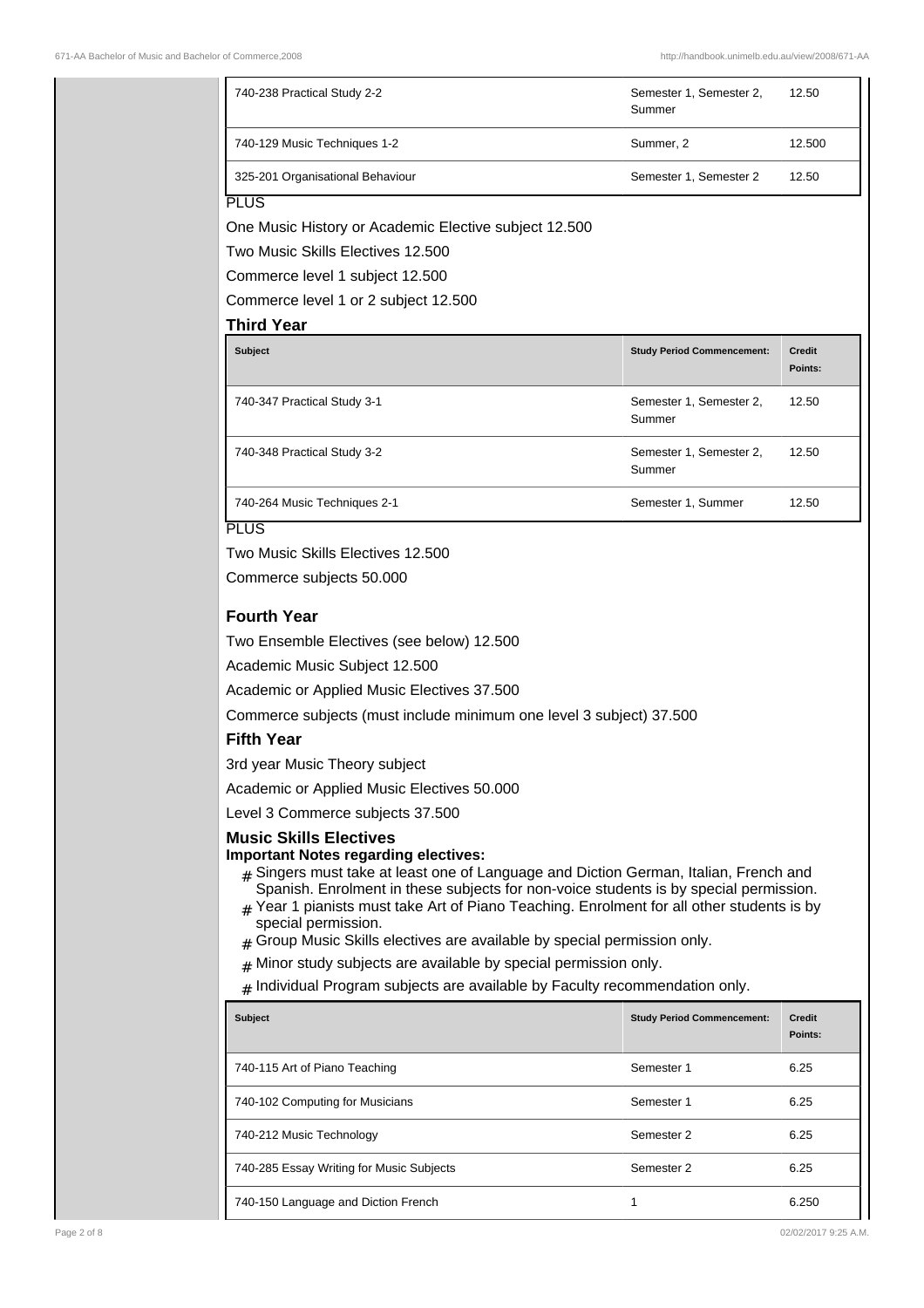| | | |
|---|---|---|
| 740-238 Practical Study 2-2 | Semester 1, Semester 2, Summer | 12.50 |
| 740-129 Music Techniques 1-2 | Summer, 2 | 12.500 |
| 325-201 Organisational Behaviour | Semester 1, Semester 2 | 12.50 |

PLUS

One Music History or Academic Elective subject 12.500

Two Music Skills Electives 12.500

Commerce level 1 subject 12.500

Commerce level 1 or 2 subject 12.500

### Third Year

| Subject | Study Period Commencement: | Credit Points: |
|---|---|---|
| 740-347 Practical Study 3-1 | Semester 1, Semester 2, Summer | 12.50 |
| 740-348 Practical Study 3-2 | Semester 1, Semester 2, Summer | 12.50 |
| 740-264 Music Techniques 2-1 | Semester 1, Summer | 12.50 |

PLUS

Two Music Skills Electives 12.500

Commerce subjects 50.000

### Fourth Year

Two Ensemble Electives (see below) 12.500

Academic Music Subject 12.500

Academic or Applied Music Electives 37.500

Commerce subjects (must include minimum one level 3 subject) 37.500

### Fifth Year

3rd year Music Theory subject

Academic or Applied Music Electives 50.000

Level 3 Commerce subjects 37.500

### Music Skills Electives

**Important Notes regarding electives:**

- Singers must take at least one of Language and Diction German, Italian, French and Spanish. Enrolment in these subjects for non-voice students is by special permission.
- Year 1 pianists must take Art of Piano Teaching. Enrolment for all other students is by special permission.
- Group Music Skills electives are available by special permission only.
- Minor study subjects are available by special permission only.
- Individual Program subjects are available by Faculty recommendation only.

| Subject | Study Period Commencement: | Credit Points: |
|---|---|---|
| 740-115 Art of Piano Teaching | Semester 1 | 6.25 |
| 740-102 Computing for Musicians | Semester 1 | 6.25 |
| 740-212 Music Technology | Semester 2 | 6.25 |
| 740-285 Essay Writing for Music Subjects | Semester 2 | 6.25 |
| 740-150 Language and Diction French | 1 | 6.250 |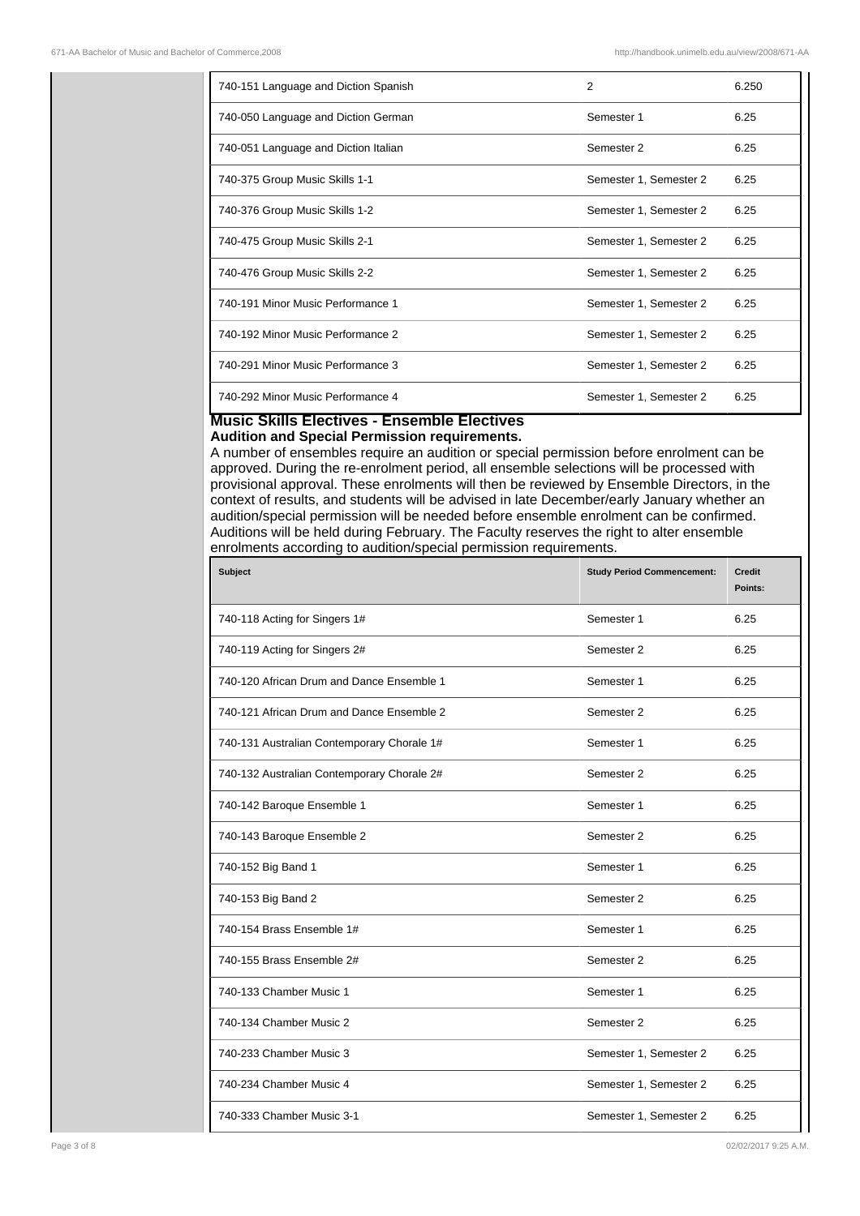| | | |
|---|---|---|
| 740-151 Language and Diction Spanish | 2 | 6.250 |
| 740-050 Language and Diction German | Semester 1 | 6.25 |
| 740-051 Language and Diction Italian | Semester 2 | 6.25 |
| 740-375 Group Music Skills 1-1 | Semester 1, Semester 2 | 6.25 |
| 740-376 Group Music Skills 1-2 | Semester 1, Semester 2 | 6.25 |
| 740-475 Group Music Skills 2-1 | Semester 1, Semester 2 | 6.25 |
| 740-476 Group Music Skills 2-2 | Semester 1, Semester 2 | 6.25 |
| 740-191 Minor Music Performance 1 | Semester 1, Semester 2 | 6.25 |
| 740-192 Minor Music Performance 2 | Semester 1, Semester 2 | 6.25 |
| 740-291 Minor Music Performance 3 | Semester 1, Semester 2 | 6.25 |
| 740-292 Minor Music Performance 4 | Semester 1, Semester 2 | 6.25 |

## Music Skills Electives - Ensemble Electives

**Audition and Special Permission requirements.**

A number of ensembles require an audition or special permission before enrolment can be approved. During the re-enrolment period, all ensemble selections will be processed with provisional approval. These enrolments will then be reviewed by Ensemble Directors, in the context of results, and students will be advised in late December/early January whether an audition/special permission will be needed before ensemble enrolment can be confirmed. Auditions will be held during February. The Faculty reserves the right to alter ensemble enrolments according to audition/special permission requirements.

| Subject | Study Period Commencement: | Credit Points: |
|---|---|---|
| 740-118 Acting for Singers 1# | Semester 1 | 6.25 |
| 740-119 Acting for Singers 2# | Semester 2 | 6.25 |
| 740-120 African Drum and Dance Ensemble 1 | Semester 1 | 6.25 |
| 740-121 African Drum and Dance Ensemble 2 | Semester 2 | 6.25 |
| 740-131 Australian Contemporary Chorale 1# | Semester 1 | 6.25 |
| 740-132 Australian Contemporary Chorale 2# | Semester 2 | 6.25 |
| 740-142 Baroque Ensemble 1 | Semester 1 | 6.25 |
| 740-143 Baroque Ensemble 2 | Semester 2 | 6.25 |
| 740-152 Big Band 1 | Semester 1 | 6.25 |
| 740-153 Big Band 2 | Semester 2 | 6.25 |
| 740-154 Brass Ensemble 1# | Semester 1 | 6.25 |
| 740-155 Brass Ensemble 2# | Semester 2 | 6.25 |
| 740-133 Chamber Music 1 | Semester 1 | 6.25 |
| 740-134 Chamber Music 2 | Semester 2 | 6.25 |
| 740-233 Chamber Music 3 | Semester 1, Semester 2 | 6.25 |
| 740-234 Chamber Music 4 | Semester 1, Semester 2 | 6.25 |
| 740-333 Chamber Music 3-1 | Semester 1, Semester 2 | 6.25 |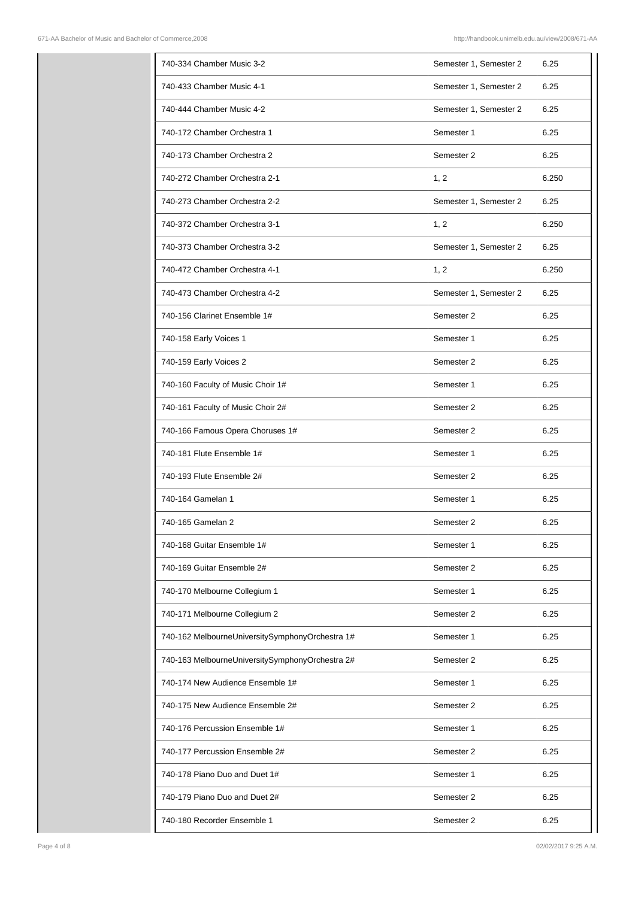| | | |
|---|---|---|
| 740-334 Chamber Music 3-2 | Semester 1, Semester 2 | 6.25 |
| 740-433 Chamber Music 4-1 | Semester 1, Semester 2 | 6.25 |
| 740-444 Chamber Music 4-2 | Semester 1, Semester 2 | 6.25 |
| 740-172 Chamber Orchestra 1 | Semester 1 | 6.25 |
| 740-173 Chamber Orchestra 2 | Semester 2 | 6.25 |
| 740-272 Chamber Orchestra 2-1 | 1, 2 | 6.250 |
| 740-273 Chamber Orchestra 2-2 | Semester 1, Semester 2 | 6.25 |
| 740-372 Chamber Orchestra 3-1 | 1, 2 | 6.250 |
| 740-373 Chamber Orchestra 3-2 | Semester 1, Semester 2 | 6.25 |
| 740-472 Chamber Orchestra 4-1 | 1, 2 | 6.250 |
| 740-473 Chamber Orchestra 4-2 | Semester 1, Semester 2 | 6.25 |
| 740-156 Clarinet Ensemble 1# | Semester 2 | 6.25 |
| 740-158 Early Voices 1 | Semester 1 | 6.25 |
| 740-159 Early Voices 2 | Semester 2 | 6.25 |
| 740-160 Faculty of Music Choir 1# | Semester 1 | 6.25 |
| 740-161 Faculty of Music Choir 2# | Semester 2 | 6.25 |
| 740-166 Famous Opera Choruses 1# | Semester 2 | 6.25 |
| 740-181 Flute Ensemble 1# | Semester 1 | 6.25 |
| 740-193 Flute Ensemble 2# | Semester 2 | 6.25 |
| 740-164 Gamelan 1 | Semester 1 | 6.25 |
| 740-165 Gamelan 2 | Semester 2 | 6.25 |
| 740-168 Guitar Ensemble 1# | Semester 1 | 6.25 |
| 740-169 Guitar Ensemble 2# | Semester 2 | 6.25 |
| 740-170 Melbourne Collegium 1 | Semester 1 | 6.25 |
| 740-171 Melbourne Collegium 2 | Semester 2 | 6.25 |
| 740-162 MelbourneUniversitySymphonyOrchestra 1# | Semester 1 | 6.25 |
| 740-163 MelbourneUniversitySymphonyOrchestra 2# | Semester 2 | 6.25 |
| 740-174 New Audience Ensemble 1# | Semester 1 | 6.25 |
| 740-175 New Audience Ensemble 2# | Semester 2 | 6.25 |
| 740-176 Percussion Ensemble 1# | Semester 1 | 6.25 |
| 740-177 Percussion Ensemble 2# | Semester 2 | 6.25 |
| 740-178 Piano Duo and Duet 1# | Semester 1 | 6.25 |
| 740-179 Piano Duo and Duet 2# | Semester 2 | 6.25 |
| 740-180 Recorder Ensemble 1 | Semester 2 | 6.25 |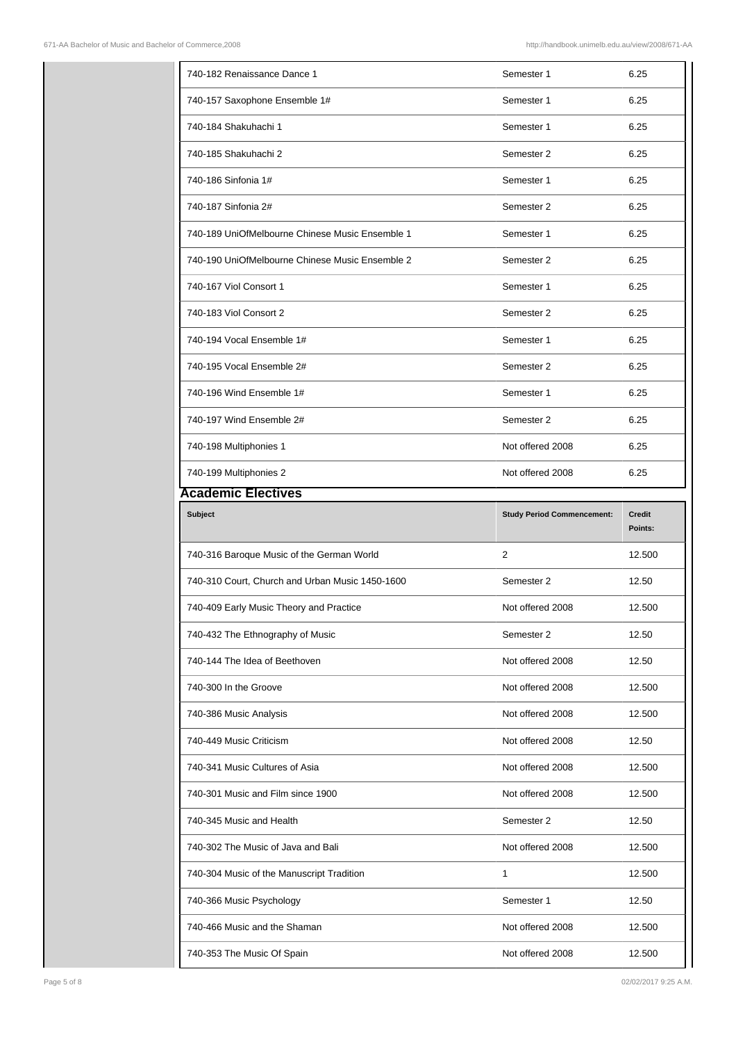| | | |
|---|---|---|
| 740-182 Renaissance Dance 1 | Semester 1 | 6.25 |
| 740-157 Saxophone Ensemble 1# | Semester 1 | 6.25 |
| 740-184 Shakuhachi 1 | Semester 1 | 6.25 |
| 740-185 Shakuhachi 2 | Semester 2 | 6.25 |
| 740-186 Sinfonia 1# | Semester 1 | 6.25 |
| 740-187 Sinfonia 2# | Semester 2 | 6.25 |
| 740-189 UniOfMelbourne Chinese Music Ensemble 1 | Semester 1 | 6.25 |
| 740-190 UniOfMelbourne Chinese Music Ensemble 2 | Semester 2 | 6.25 |
| 740-167 Viol Consort 1 | Semester 1 | 6.25 |
| 740-183 Viol Consort 2 | Semester 2 | 6.25 |
| 740-194 Vocal Ensemble 1# | Semester 1 | 6.25 |
| 740-195 Vocal Ensemble 2# | Semester 2 | 6.25 |
| 740-196 Wind Ensemble 1# | Semester 1 | 6.25 |
| 740-197 Wind Ensemble 2# | Semester 2 | 6.25 |
| 740-198 Multiphonies 1 | Not offered 2008 | 6.25 |
| 740-199 Multiphonies 2 | Not offered 2008 | 6.25 |

## Academic Electives

| Subject | Study Period Commencement: | Credit Points: |
|---|---|---|
| 740-316 Baroque Music of the German World | 2 | 12.500 |
| 740-310 Court, Church and Urban Music 1450-1600 | Semester 2 | 12.50 |
| 740-409 Early Music Theory and Practice | Not offered 2008 | 12.500 |
| 740-432 The Ethnography of Music | Semester 2 | 12.50 |
| 740-144 The Idea of Beethoven | Not offered 2008 | 12.50 |
| 740-300 In the Groove | Not offered 2008 | 12.500 |
| 740-386 Music Analysis | Not offered 2008 | 12.500 |
| 740-449 Music Criticism | Not offered 2008 | 12.50 |
| 740-341 Music Cultures of Asia | Not offered 2008 | 12.500 |
| 740-301 Music and Film since 1900 | Not offered 2008 | 12.500 |
| 740-345 Music and Health | Semester 2 | 12.50 |
| 740-302 The Music of Java and Bali | Not offered 2008 | 12.500 |
| 740-304 Music of the Manuscript Tradition | 1 | 12.500 |
| 740-366 Music Psychology | Semester 1 | 12.50 |
| 740-466 Music and the Shaman | Not offered 2008 | 12.500 |
| 740-353 The Music Of Spain | Not offered 2008 | 12.500 |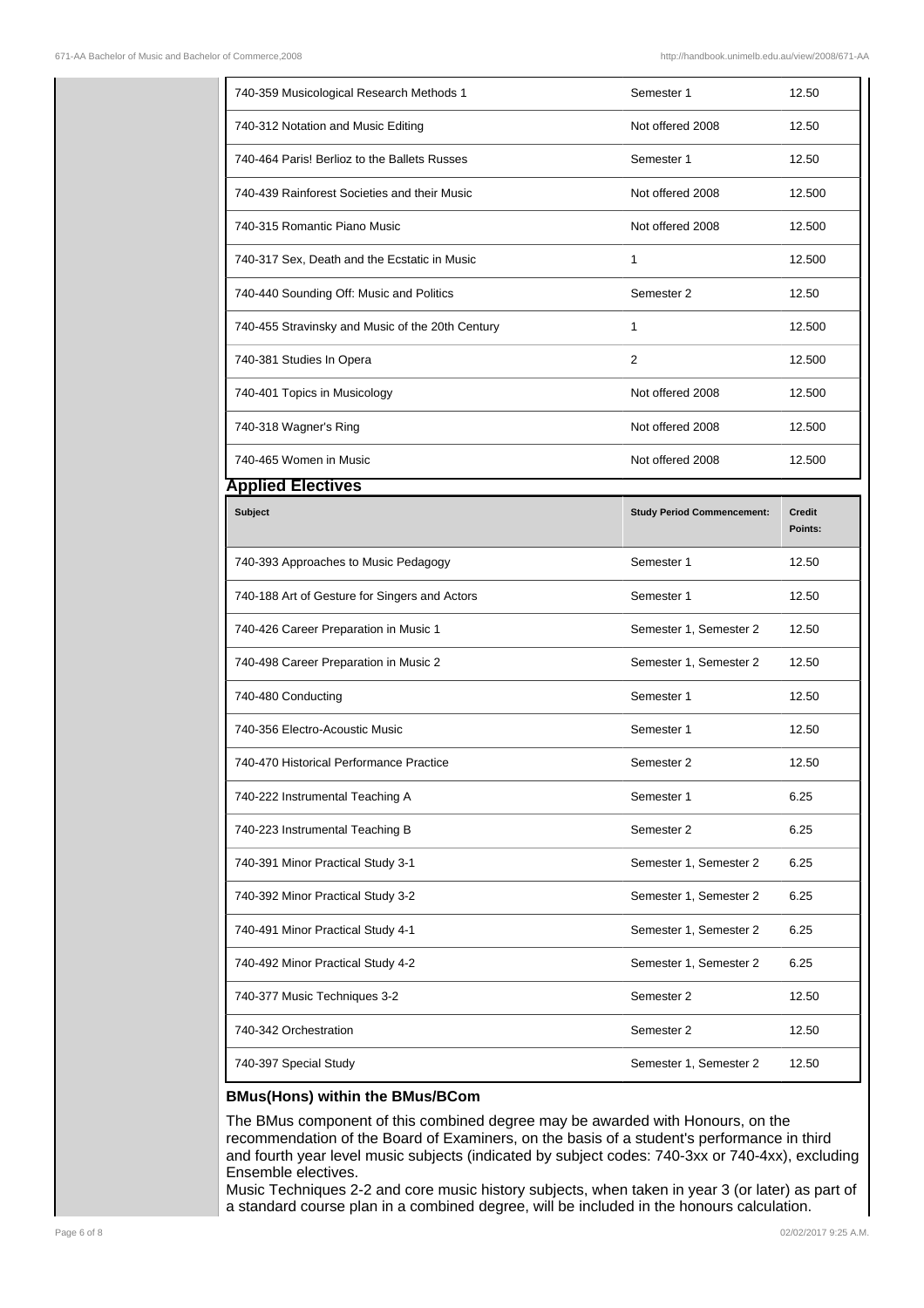| | | |
|---|---|---|
| 740-359 Musicological Research Methods 1 | Semester 1 | 12.50 |
| 740-312 Notation and Music Editing | Not offered 2008 | 12.50 |
| 740-464 Paris! Berlioz to the Ballets Russes | Semester 1 | 12.50 |
| 740-439 Rainforest Societies and their Music | Not offered 2008 | 12.500 |
| 740-315 Romantic Piano Music | Not offered 2008 | 12.500 |
| 740-317 Sex, Death and the Ecstatic in Music | 1 | 12.500 |
| 740-440 Sounding Off: Music and Politics | Semester 2 | 12.50 |
| 740-455 Stravinsky and Music of the 20th Century | 1 | 12.500 |
| 740-381 Studies In Opera | 2 | 12.500 |
| 740-401 Topics in Musicology | Not offered 2008 | 12.500 |
| 740-318 Wagner's Ring | Not offered 2008 | 12.500 |
| 740-465 Women in Music | Not offered 2008 | 12.500 |

## Applied Electives

| Subject | Study Period Commencement: | Credit Points: |
|---|---|---|
| 740-393 Approaches to Music Pedagogy | Semester 1 | 12.50 |
| 740-188 Art of Gesture for Singers and Actors | Semester 1 | 12.50 |
| 740-426 Career Preparation in Music 1 | Semester 1, Semester 2 | 12.50 |
| 740-498 Career Preparation in Music 2 | Semester 1, Semester 2 | 12.50 |
| 740-480 Conducting | Semester 1 | 12.50 |
| 740-356 Electro-Acoustic Music | Semester 1 | 12.50 |
| 740-470 Historical Performance Practice | Semester 2 | 12.50 |
| 740-222 Instrumental Teaching A | Semester 1 | 6.25 |
| 740-223 Instrumental Teaching B | Semester 2 | 6.25 |
| 740-391 Minor Practical Study 3-1 | Semester 1, Semester 2 | 6.25 |
| 740-392 Minor Practical Study 3-2 | Semester 1, Semester 2 | 6.25 |
| 740-491 Minor Practical Study 4-1 | Semester 1, Semester 2 | 6.25 |
| 740-492 Minor Practical Study 4-2 | Semester 1, Semester 2 | 6.25 |
| 740-377 Music Techniques 3-2 | Semester 2 | 12.50 |
| 740-342 Orchestration | Semester 2 | 12.50 |
| 740-397 Special Study | Semester 1, Semester 2 | 12.50 |

**BMus(Hons) within the BMus/BCom**

The BMus component of this combined degree may be awarded with Honours, on the recommendation of the Board of Examiners, on the basis of a student's performance in third and fourth year level music subjects (indicated by subject codes: 740-3xx or 740-4xx), excluding Ensemble electives.
Music Techniques 2-2 and core music history subjects, when taken in year 3 (or later) as part of a standard course plan in a combined degree, will be included in the honours calculation.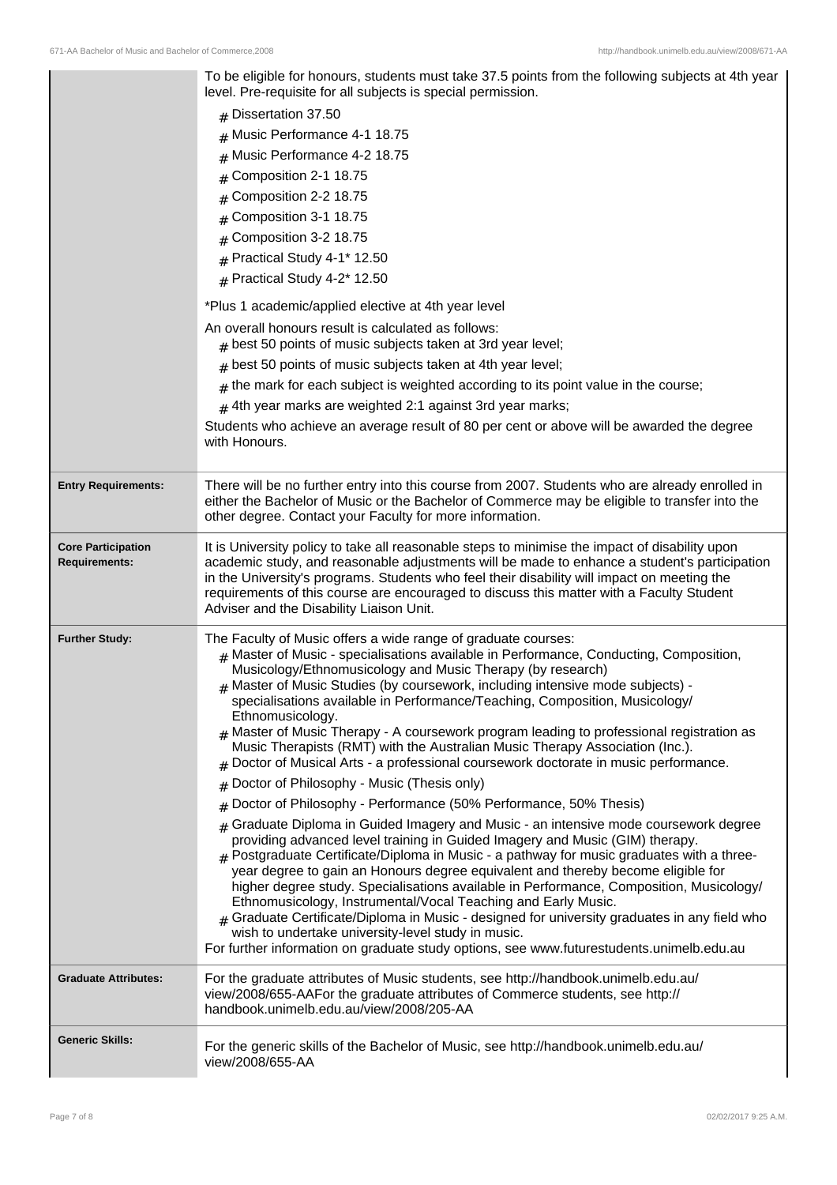| | |
|---|---|
| | To be eligible for honours, students must take 37.5 points from the following subjects at 4th year level. Pre-requisite for all subjects is special permission.<br># Dissertation 37.50<br># Music Performance 4-1 18.75<br># Music Performance 4-2 18.75<br># Composition 2-1 18.75<br># Composition 2-2 18.75<br># Composition 3-1 18.75<br># Composition 3-2 18.75<br># Practical Study 4-1* 12.50<br># Practical Study 4-2* 12.50<br><br>*Plus 1 academic/applied elective at 4th year level<br><br>An overall honours result is calculated as follows:<br># best 50 points of music subjects taken at 3rd year level;<br># best 50 points of music subjects taken at 4th year level;<br># the mark for each subject is weighted according to its point value in the course;<br># 4th year marks are weighted 2:1 against 3rd year marks;<br><br>Students who achieve an average result of 80 per cent or above will be awarded the degree with Honours. |
| **Entry Requirements:** | There will be no further entry into this course from 2007. Students who are already enrolled in either the Bachelor of Music or the Bachelor of Commerce may be eligible to transfer into the other degree. Contact your Faculty for more information. |
| **Core Participation Requirements:** | It is University policy to take all reasonable steps to minimise the impact of disability upon academic study, and reasonable adjustments will be made to enhance a student's participation in the University's programs. Students who feel their disability will impact on meeting the requirements of this course are encouraged to discuss this matter with a Faculty Student Adviser and the Disability Liaison Unit. |
| **Further Study:** | The Faculty of Music offers a wide range of graduate courses:<br># Master of Music - specialisations available in Performance, Conducting, Composition, Musicology/Ethnomusicology and Music Therapy (by research)<br># Master of Music Studies (by coursework, including intensive mode subjects) - specialisations available in Performance/Teaching, Composition, Musicology/ Ethnomusicology.<br># Master of Music Therapy - A coursework program leading to professional registration as Music Therapists (RMT) with the Australian Music Therapy Association (Inc.).<br># Doctor of Musical Arts - a professional coursework doctorate in music performance.<br># Doctor of Philosophy - Music (Thesis only)<br># Doctor of Philosophy - Performance (50% Performance, 50% Thesis)<br># Graduate Diploma in Guided Imagery and Music - an intensive mode coursework degree providing advanced level training in Guided Imagery and Music (GIM) therapy.<br># Postgraduate Certificate/Diploma in Music - a pathway for music graduates with a three-year degree to gain an Honours degree equivalent and thereby become eligible for higher degree study. Specialisations available in Performance, Composition, Musicology/ Ethnomusicology, Instrumental/Vocal Teaching and Early Music.<br># Graduate Certificate/Diploma in Music - designed for university graduates in any field who wish to undertake university-level study in music.<br>For further information on graduate study options, see www.futurestudents.unimelb.edu.au |
| **Graduate Attributes:** | For the graduate attributes of Music students, see http://handbook.unimelb.edu.au/ view/2008/655-AAFor the graduate attributes of Commerce students, see http:// handbook.unimelb.edu.au/view/2008/205-AA |
| **Generic Skills:** | For the generic skills of the Bachelor of Music, see http://handbook.unimelb.edu.au/ view/2008/655-AA |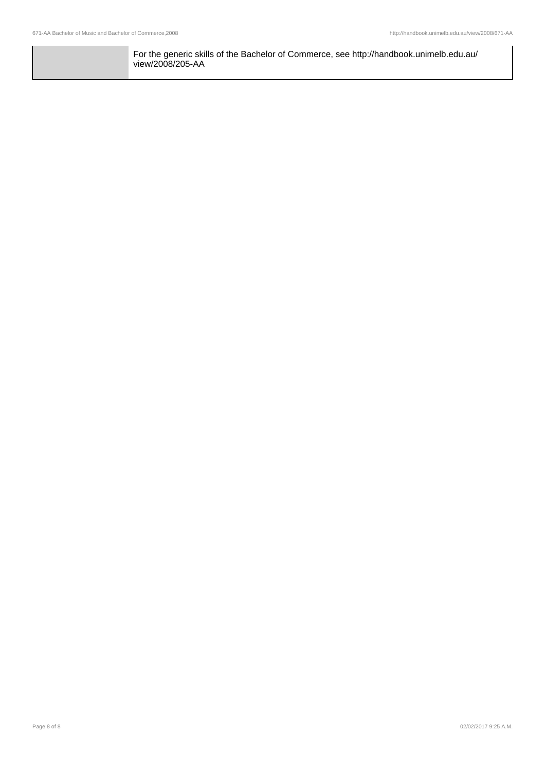|  |  |
| --- | --- |
|  | For the generic skills of the Bachelor of Commerce, see http://handbook.unimelb.edu.au/view/2008/205-AA |